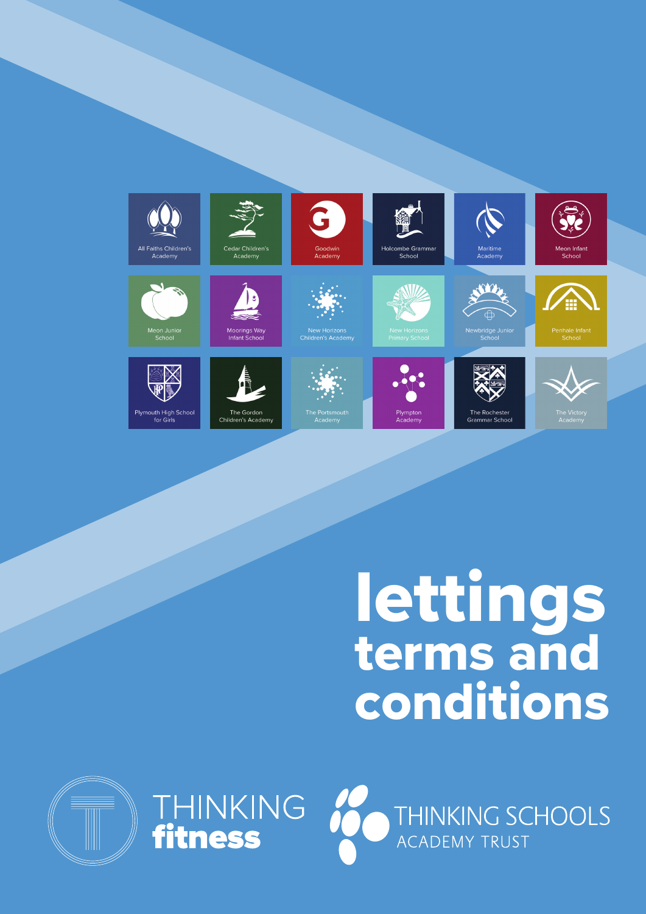All Faiths Children's Academy

Cedar Children's Academy

Goodwin Academy

Holcombe Grammar School

Maritime Academy

Meon Infant School

Meon Junior School

Moorings Way Infant School

New Horizons Children's Academy

New Horizons Primary School

Newbridge Junior School

Penhale Infant School

Plymouth High School for Girls

The Gordon Children's Academy

The Portsmouth Academy

Plympton Academy

The Rochester Grammar School

The Victory Academy

# lettings terms and conditions

THINKING **fitness**

THINKING SCHOOLS ACADEMY TRUST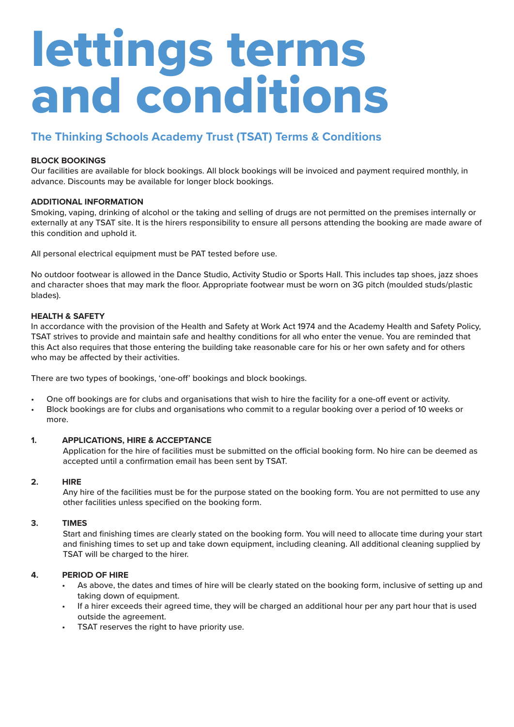# lettings terms and conditions

## The Thinking Schools Academy Trust (TSAT) Terms & Conditions

**BLOCK BOOKINGS**

Our facilities are available for block bookings. All block bookings will be invoiced and payment required monthly, in advance. Discounts may be available for longer block bookings.

**ADDITIONAL INFORMATION**

Smoking, vaping, drinking of alcohol or the taking and selling of drugs are not permitted on the premises internally or externally at any TSAT site. It is the hirers responsibility to ensure all persons attending the booking are made aware of this condition and uphold it.

All personal electrical equipment must be PAT tested before use.

No outdoor footwear is allowed in the Dance Studio, Activity Studio or Sports Hall. This includes tap shoes, jazz shoes and character shoes that may mark the floor. Appropriate footwear must be worn on 3G pitch (moulded studs/plastic blades).

**HEALTH & SAFETY**

In accordance with the provision of the Health and Safety at Work Act 1974 and the Academy Health and Safety Policy, TSAT strives to provide and maintain safe and healthy conditions for all who enter the venue. You are reminded that this Act also requires that those entering the building take reasonable care for his or her own safety and for others who may be affected by their activities.

There are two types of bookings, 'one-off' bookings and block bookings.

- One off bookings are for clubs and organisations that wish to hire the facility for a one-off event or activity.
- Block bookings are for clubs and organisations who commit to a regular booking over a period of 10 weeks or more.

**1. APPLICATIONS, HIRE & ACCEPTANCE**

Application for the hire of facilities must be submitted on the official booking form. No hire can be deemed as accepted until a confirmation email has been sent by TSAT.

**2. HIRE**

Any hire of the facilities must be for the purpose stated on the booking form. You are not permitted to use any other facilities unless specified on the booking form.

**3. TIMES**

Start and finishing times are clearly stated on the booking form. You will need to allocate time during your start and finishing times to set up and take down equipment, including cleaning. All additional cleaning supplied by TSAT will be charged to the hirer.

**4. PERIOD OF HIRE**

- As above, the dates and times of hire will be clearly stated on the booking form, inclusive of setting up and taking down of equipment.
- If a hirer exceeds their agreed time, they will be charged an additional hour per any part hour that is used outside the agreement.
- TSAT reserves the right to have priority use.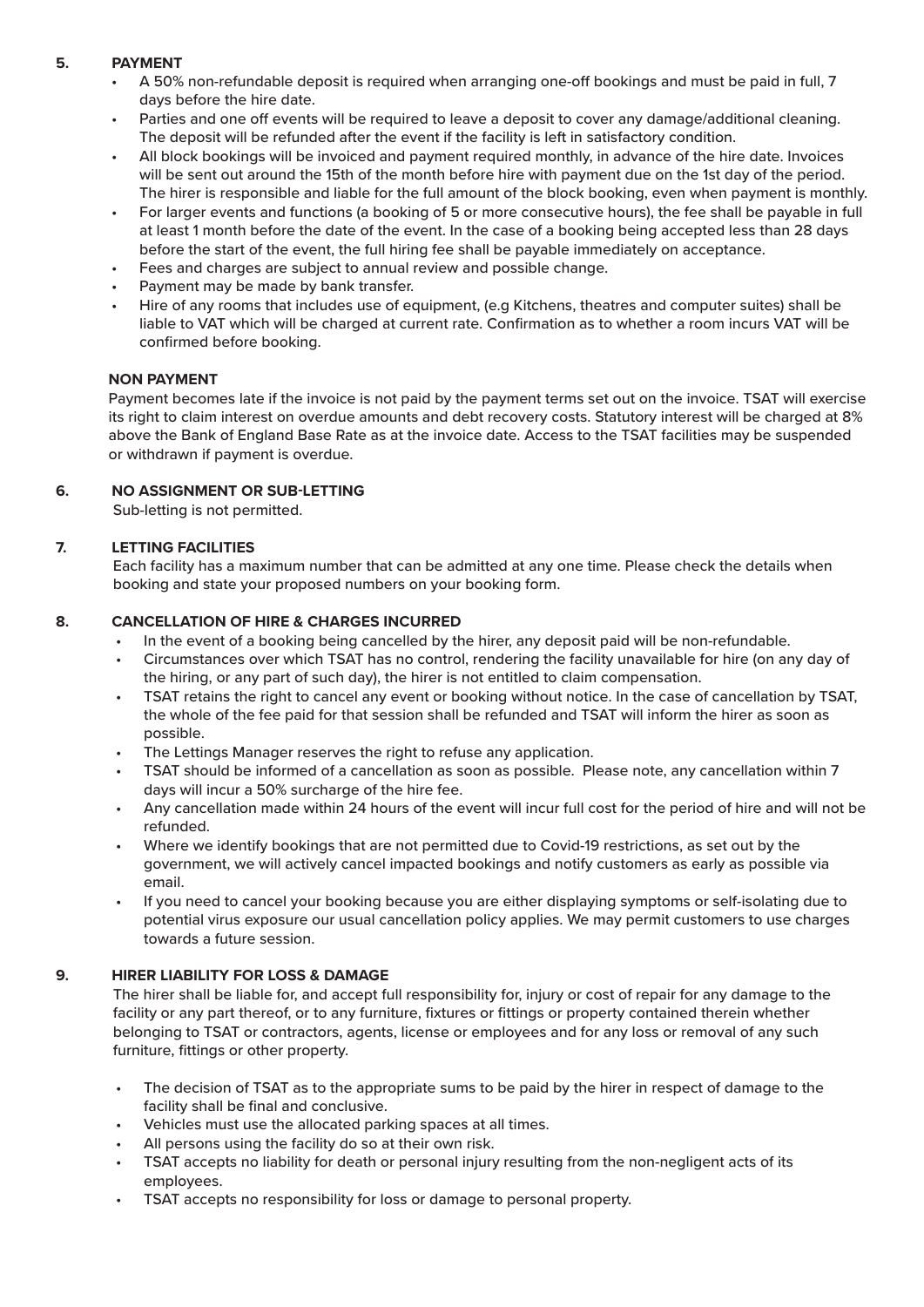## 5. PAYMENT

- A 50% non-refundable deposit is required when arranging one-off bookings and must be paid in full, 7 days before the hire date.
- Parties and one off events will be required to leave a deposit to cover any damage/additional cleaning. The deposit will be refunded after the event if the facility is left in satisfactory condition.
- All block bookings will be invoiced and payment required monthly, in advance of the hire date. Invoices will be sent out around the 15th of the month before hire with payment due on the 1st day of the period. The hirer is responsible and liable for the full amount of the block booking, even when payment is monthly.
- For larger events and functions (a booking of 5 or more consecutive hours), the fee shall be payable in full at least 1 month before the date of the event. In the case of a booking being accepted less than 28 days before the start of the event, the full hiring fee shall be payable immediately on acceptance.
- Fees and charges are subject to annual review and possible change.
- Payment may be made by bank transfer.
- Hire of any rooms that includes use of equipment, (e.g Kitchens, theatres and computer suites) shall be liable to VAT which will be charged at current rate. Confirmation as to whether a room incurs VAT will be confirmed before booking.

### NON PAYMENT

Payment becomes late if the invoice is not paid by the payment terms set out on the invoice. TSAT will exercise its right to claim interest on overdue amounts and debt recovery costs. Statutory interest will be charged at 8% above the Bank of England Base Rate as at the invoice date. Access to the TSAT facilities may be suspended or withdrawn if payment is overdue.

## 6. NO ASSIGNMENT OR SUB-LETTING

Sub-letting is not permitted.

## 7. LETTING FACILITIES

Each facility has a maximum number that can be admitted at any one time. Please check the details when booking and state your proposed numbers on your booking form.

## 8. CANCELLATION OF HIRE & CHARGES INCURRED

- In the event of a booking being cancelled by the hirer, any deposit paid will be non-refundable.
- Circumstances over which TSAT has no control, rendering the facility unavailable for hire (on any day of the hiring, or any part of such day), the hirer is not entitled to claim compensation.
- TSAT retains the right to cancel any event or booking without notice. In the case of cancellation by TSAT, the whole of the fee paid for that session shall be refunded and TSAT will inform the hirer as soon as possible.
- The Lettings Manager reserves the right to refuse any application.
- TSAT should be informed of a cancellation as soon as possible. Please note, any cancellation within 7 days will incur a 50% surcharge of the hire fee.
- Any cancellation made within 24 hours of the event will incur full cost for the period of hire and will not be refunded.
- Where we identify bookings that are not permitted due to Covid-19 restrictions, as set out by the government, we will actively cancel impacted bookings and notify customers as early as possible via email.
- If you need to cancel your booking because you are either displaying symptoms or self-isolating due to potential virus exposure our usual cancellation policy applies. We may permit customers to use charges towards a future session.

## 9. HIRER LIABILITY FOR LOSS & DAMAGE

The hirer shall be liable for, and accept full responsibility for, injury or cost of repair for any damage to the facility or any part thereof, or to any furniture, fixtures or fittings or property contained therein whether belonging to TSAT or contractors, agents, license or employees and for any loss or removal of any such furniture, fittings or other property.

- The decision of TSAT as to the appropriate sums to be paid by the hirer in respect of damage to the facility shall be final and conclusive.
- Vehicles must use the allocated parking spaces at all times.
- All persons using the facility do so at their own risk.
- TSAT accepts no liability for death or personal injury resulting from the non-negligent acts of its employees.
- TSAT accepts no responsibility for loss or damage to personal property.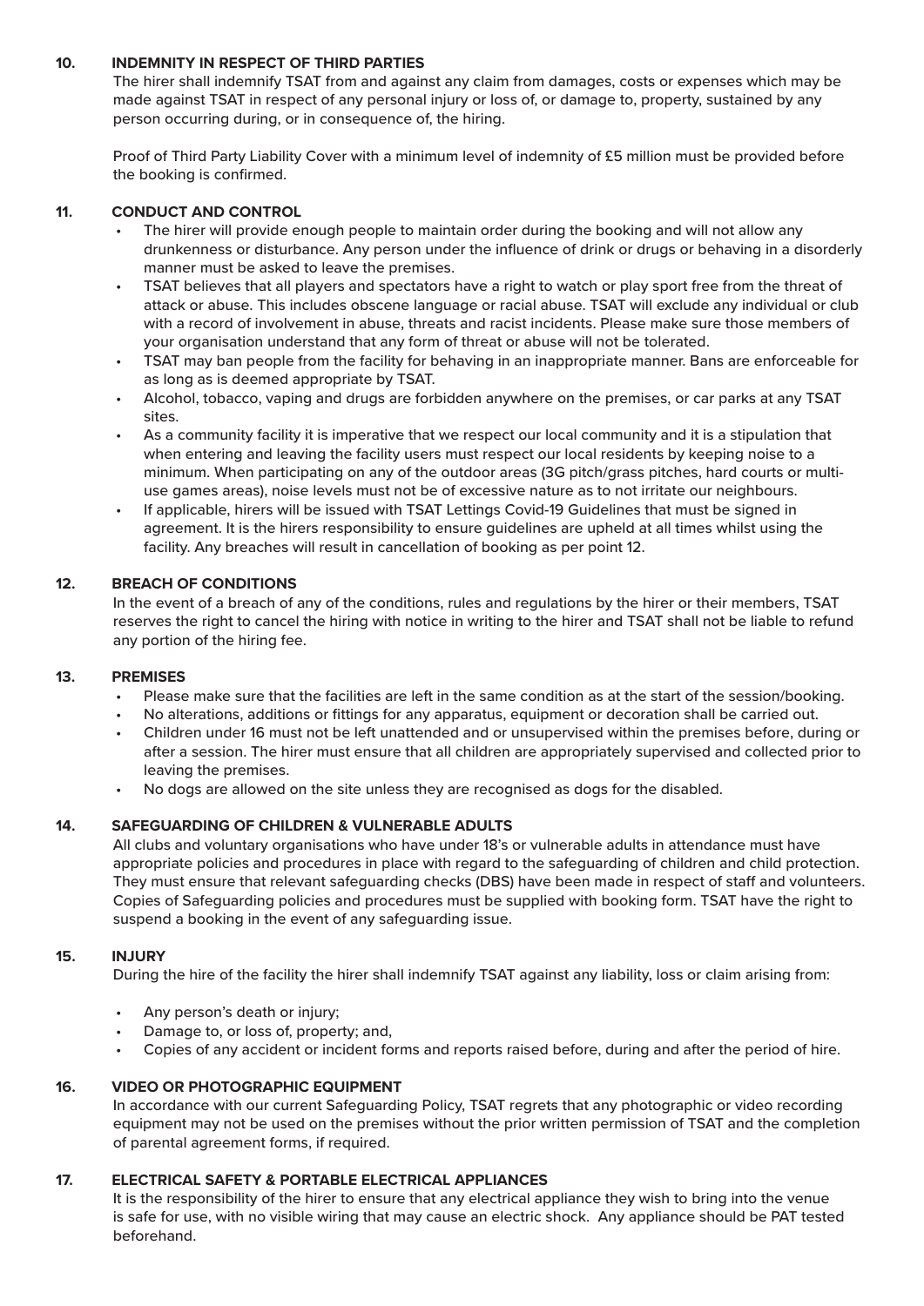## 10. INDEMNITY IN RESPECT OF THIRD PARTIES

The hirer shall indemnify TSAT from and against any claim from damages, costs or expenses which may be made against TSAT in respect of any personal injury or loss of, or damage to, property, sustained by any person occurring during, or in consequence of, the hiring.

Proof of Third Party Liability Cover with a minimum level of indemnity of £5 million must be provided before the booking is confirmed.

## 11. CONDUCT AND CONTROL

- The hirer will provide enough people to maintain order during the booking and will not allow any drunkenness or disturbance. Any person under the influence of drink or drugs or behaving in a disorderly manner must be asked to leave the premises.
- TSAT believes that all players and spectators have a right to watch or play sport free from the threat of attack or abuse. This includes obscene language or racial abuse. TSAT will exclude any individual or club with a record of involvement in abuse, threats and racist incidents. Please make sure those members of your organisation understand that any form of threat or abuse will not be tolerated.
- TSAT may ban people from the facility for behaving in an inappropriate manner. Bans are enforceable for as long as is deemed appropriate by TSAT.
- Alcohol, tobacco, vaping and drugs are forbidden anywhere on the premises, or car parks at any TSAT sites.
- As a community facility it is imperative that we respect our local community and it is a stipulation that when entering and leaving the facility users must respect our local residents by keeping noise to a minimum. When participating on any of the outdoor areas (3G pitch/grass pitches, hard courts or multi-use games areas), noise levels must not be of excessive nature as to not irritate our neighbours.
- If applicable, hirers will be issued with TSAT Lettings Covid-19 Guidelines that must be signed in agreement. It is the hirers responsibility to ensure guidelines are upheld at all times whilst using the facility. Any breaches will result in cancellation of booking as per point 12.

## 12. BREACH OF CONDITIONS

In the event of a breach of any of the conditions, rules and regulations by the hirer or their members, TSAT reserves the right to cancel the hiring with notice in writing to the hirer and TSAT shall not be liable to refund any portion of the hiring fee.

## 13. PREMISES

- Please make sure that the facilities are left in the same condition as at the start of the session/booking.
- No alterations, additions or fittings for any apparatus, equipment or decoration shall be carried out.
- Children under 16 must not be left unattended and or unsupervised within the premises before, during or after a session. The hirer must ensure that all children are appropriately supervised and collected prior to leaving the premises.
- No dogs are allowed on the site unless they are recognised as dogs for the disabled.

## 14. SAFEGUARDING OF CHILDREN & VULNERABLE ADULTS

All clubs and voluntary organisations who have under 18's or vulnerable adults in attendance must have appropriate policies and procedures in place with regard to the safeguarding of children and child protection. They must ensure that relevant safeguarding checks (DBS) have been made in respect of staff and volunteers. Copies of Safeguarding policies and procedures must be supplied with booking form. TSAT have the right to suspend a booking in the event of any safeguarding issue.

## 15. INJURY

During the hire of the facility the hirer shall indemnify TSAT against any liability, loss or claim arising from:

- Any person's death or injury;
- Damage to, or loss of, property; and,
- Copies of any accident or incident forms and reports raised before, during and after the period of hire.

## 16. VIDEO OR PHOTOGRAPHIC EQUIPMENT

In accordance with our current Safeguarding Policy, TSAT regrets that any photographic or video recording equipment may not be used on the premises without the prior written permission of TSAT and the completion of parental agreement forms, if required.

## 17. ELECTRICAL SAFETY & PORTABLE ELECTRICAL APPLIANCES

It is the responsibility of the hirer to ensure that any electrical appliance they wish to bring into the venue is safe for use, with no visible wiring that may cause an electric shock. Any appliance should be PAT tested beforehand.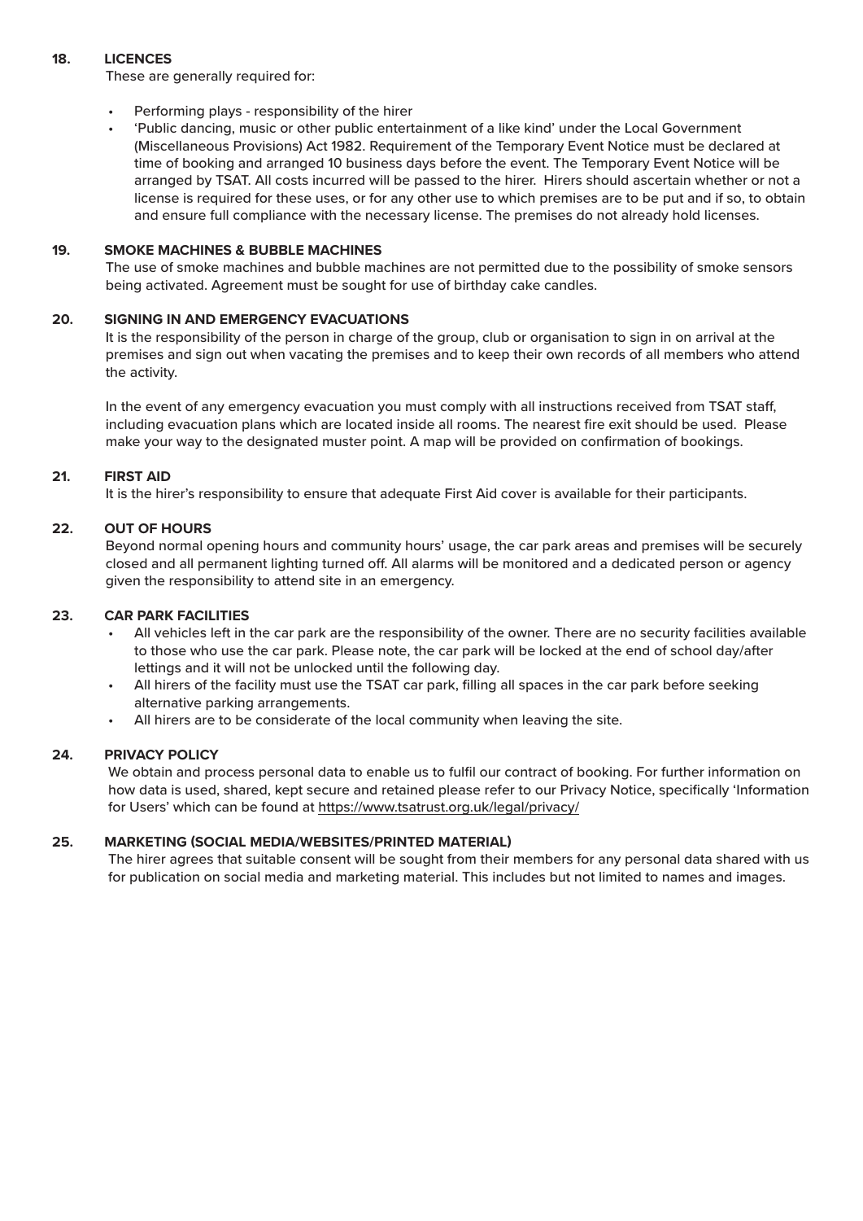**18. LICENCES**

These are generally required for:

- Performing plays - responsibility of the hirer
- 'Public dancing, music or other public entertainment of a like kind' under the Local Government (Miscellaneous Provisions) Act 1982. Requirement of the Temporary Event Notice must be declared at time of booking and arranged 10 business days before the event. The Temporary Event Notice will be arranged by TSAT. All costs incurred will be passed to the hirer. Hirers should ascertain whether or not a license is required for these uses, or for any other use to which premises are to be put and if so, to obtain and ensure full compliance with the necessary license. The premises do not already hold licenses.

**19. SMOKE MACHINES & BUBBLE MACHINES**

The use of smoke machines and bubble machines are not permitted due to the possibility of smoke sensors being activated. Agreement must be sought for use of birthday cake candles.

**20. SIGNING IN AND EMERGENCY EVACUATIONS**

It is the responsibility of the person in charge of the group, club or organisation to sign in on arrival at the premises and sign out when vacating the premises and to keep their own records of all members who attend the activity.

In the event of any emergency evacuation you must comply with all instructions received from TSAT staff, including evacuation plans which are located inside all rooms. The nearest fire exit should be used. Please make your way to the designated muster point. A map will be provided on confirmation of bookings.

**21. FIRST AID**

It is the hirer's responsibility to ensure that adequate First Aid cover is available for their participants.

**22. OUT OF HOURS**

Beyond normal opening hours and community hours' usage, the car park areas and premises will be securely closed and all permanent lighting turned off. All alarms will be monitored and a dedicated person or agency given the responsibility to attend site in an emergency.

**23. CAR PARK FACILITIES**

- All vehicles left in the car park are the responsibility of the owner. There are no security facilities available to those who use the car park. Please note, the car park will be locked at the end of school day/after lettings and it will not be unlocked until the following day.
- All hirers of the facility must use the TSAT car park, filling all spaces in the car park before seeking alternative parking arrangements.
- All hirers are to be considerate of the local community when leaving the site.

**24. PRIVACY POLICY**

We obtain and process personal data to enable us to fulfil our contract of booking. For further information on how data is used, shared, kept secure and retained please refer to our Privacy Notice, specifically 'Information for Users' which can be found at https://www.tsatrust.org.uk/legal/privacy/

**25. MARKETING (SOCIAL MEDIA/WEBSITES/PRINTED MATERIAL)**

The hirer agrees that suitable consent will be sought from their members for any personal data shared with us for publication on social media and marketing material. This includes but not limited to names and images.